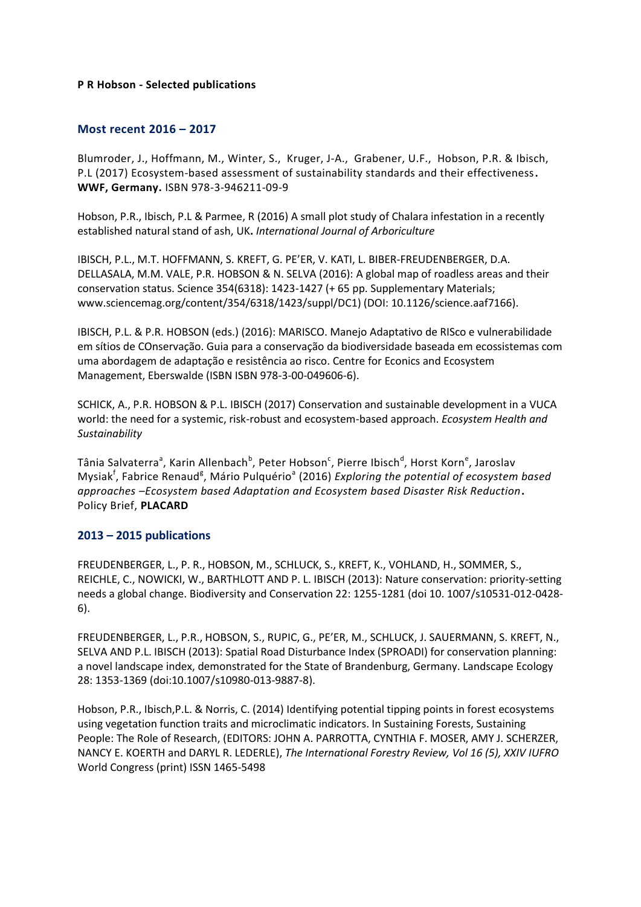**P R Hobson - Selected publications**

## Most recent 2016 – 2017

Blumroder, J., Hoffmann, M., Winter, S., Kruger, J-A., Grabener, U.F., Hobson, P.R. & Ibisch, P.L (2017) Ecosystem-based assessment of sustainability standards and their effectiveness. **WWF, Germany.** ISBN 978-3-946211-09-9

Hobson, P.R., Ibisch, P.L & Parmee, R (2016) A small plot study of Chalara infestation in a recently established natural stand of ash, UK. *International Journal of Arboriculture*

IBISCH, P.L., M.T. HOFFMANN, S. KREFT, G. PE'ER, V. KATI, L. BIBER-FREUDENBERGER, D.A. DELLASALA, M.M. VALE, P.R. HOBSON & N. SELVA (2016): A global map of roadless areas and their conservation status. Science 354(6318): 1423-1427 (+ 65 pp. Supplementary Materials; www.sciencemag.org/content/354/6318/1423/suppl/DC1) (DOI: 10.1126/science.aaf7166).

IBISCH, P.L. & P.R. HOBSON (eds.) (2016): MARISCO. Manejo Adaptativo de RISco e vulnerabilidade em sítios de COnservação. Guia para a conservação da biodiversidade baseada em ecossistemas com uma abordagem de adaptação e resistência ao risco. Centre for Econics and Ecosystem Management, Eberswalde (ISBN ISBN 978-3-00-049606-6).

SCHICK, A., P.R. HOBSON & P.L. IBISCH (2017) Conservation and sustainable development in a VUCA world: the need for a systemic, risk-robust and ecosystem-based approach. *Ecosystem Health and Sustainability*

Tânia Salvaterra[a], Karin Allenbach[b], Peter Hobson[c], Pierre Ibisch[d], Horst Korn[e], Jaroslav Mysiak[f], Fabrice Renaud[g], Mário Pulquério[a] (2016) *Exploring the potential of ecosystem based approaches –Ecosystem based Adaptation and Ecosystem based Disaster Risk Reduction*. Policy Brief, **PLACARD**

## 2013 – 2015 publications

FREUDENBERGER, L., P. R., HOBSON, M., SCHLUCK, S., KREFT, K., VOHLAND, H., SOMMER, S., REICHLE, C., NOWICKI, W., BARTHLOTT AND P. L. IBISCH (2013): Nature conservation: priority-setting needs a global change. Biodiversity and Conservation 22: 1255-1281 (doi 10. 1007/s10531-012-0428-6).

FREUDENBERGER, L., P.R., HOBSON, S., RUPIC, G., PE'ER, M., SCHLUCK, J. SAUERMANN, S. KREFT, N., SELVA AND P.L. IBISCH (2013): Spatial Road Disturbance Index (SPROADI) for conservation planning: a novel landscape index, demonstrated for the State of Brandenburg, Germany. Landscape Ecology 28: 1353-1369 (doi:10.1007/s10980-013-9887-8).

Hobson, P.R., Ibisch,P.L. & Norris, C. (2014) Identifying potential tipping points in forest ecosystems using vegetation function traits and microclimatic indicators. In Sustaining Forests, Sustaining People: The Role of Research, (EDITORS: JOHN A. PARROTTA, CYNTHIA F. MOSER, AMY J. SCHERZER, NANCY E. KOERTH and DARYL R. LEDERLE), *The International Forestry Review, Vol 16 (5), XXIV IUFRO* World Congress (print) ISSN 1465-5498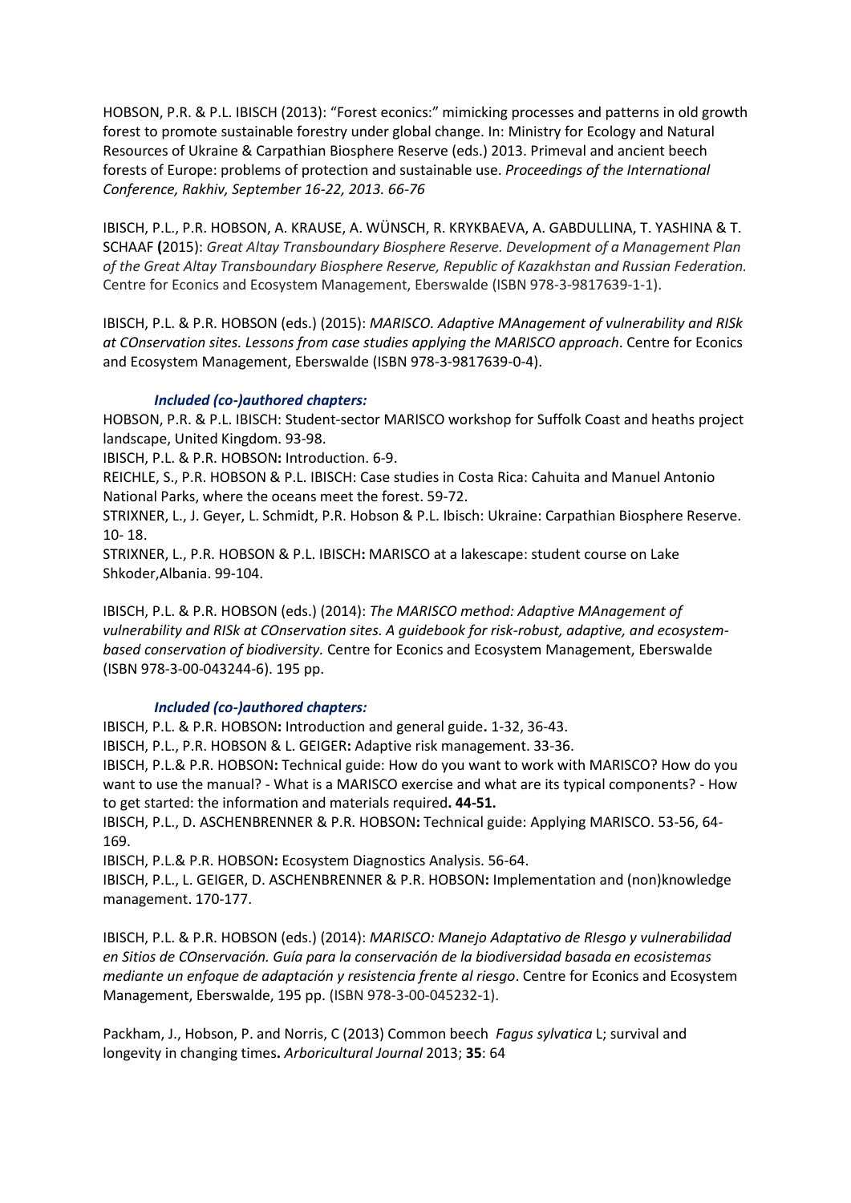HOBSON, P.R. & P.L. IBISCH (2013): "Forest econics:" mimicking processes and patterns in old growth forest to promote sustainable forestry under global change. In: Ministry for Ecology and Natural Resources of Ukraine & Carpathian Biosphere Reserve (eds.) 2013. Primeval and ancient beech forests of Europe: problems of protection and sustainable use. *Proceedings of the International Conference, Rakhiv, September 16-22, 2013. 66-76*

IBISCH, P.L., P.R. HOBSON, A. KRAUSE, A. WÜNSCH, R. KRYKBAEVA, A. GABDULLINA, T. YASHINA & T. SCHAAF **(**2015): *Great Altay Transboundary Biosphere Reserve. Development of a Management Plan of the Great Altay Transboundary Biosphere Reserve, Republic of Kazakhstan and Russian Federation.* Centre for Econics and Ecosystem Management, Eberswalde (ISBN 978-3-9817639-1-1).

IBISCH, P.L. & P.R. HOBSON (eds.) (2015): *MARISCO. Adaptive MAnagement of vulnerability and RISk at COnservation sites. Lessons from case studies applying the MARISCO approach*. Centre for Econics and Ecosystem Management, Eberswalde (ISBN 978-3-9817639-0-4).

***Included (co-)authored chapters:***

HOBSON, P.R. & P.L. IBISCH: Student-sector MARISCO workshop for Suffolk Coast and heaths project landscape, United Kingdom. 93-98.
IBISCH, P.L. & P.R. HOBSON**:** Introduction. 6-9.
REICHLE, S., P.R. HOBSON & P.L. IBISCH: Case studies in Costa Rica: Cahuita and Manuel Antonio National Parks, where the oceans meet the forest. 59-72.
STRIXNER, L., J. Geyer, L. Schmidt, P.R. Hobson & P.L. Ibisch: Ukraine: Carpathian Biosphere Reserve. 10- 18.
STRIXNER, L., P.R. HOBSON & P.L. IBISCH**:** MARISCO at a lakescape: student course on Lake Shkoder,Albania. 99-104.

IBISCH, P.L. & P.R. HOBSON (eds.) (2014): *The MARISCO method: Adaptive MAnagement of vulnerability and RISk at COnservation sites. A guidebook for risk-robust, adaptive, and ecosystem-based conservation of biodiversity.* Centre for Econics and Ecosystem Management, Eberswalde (ISBN 978-3-00-043244-6). 195 pp.

***Included (co-)authored chapters:***

IBISCH, P.L. & P.R. HOBSON**:** Introduction and general guide**.** 1-32, 36-43.
IBISCH, P.L., P.R. HOBSON & L. GEIGER**:** Adaptive risk management. 33-36.
IBISCH, P.L.& P.R. HOBSON**:** Technical guide: How do you want to work with MARISCO? How do you want to use the manual? - What is a MARISCO exercise and what are its typical components? - How to get started: the information and materials required**. 44-51.**
IBISCH, P.L., D. ASCHENBRENNER & P.R. HOBSON**:** Technical guide: Applying MARISCO. 53-56, 64-169.
IBISCH, P.L.& P.R. HOBSON**:** Ecosystem Diagnostics Analysis. 56-64.
IBISCH, P.L., L. GEIGER, D. ASCHENBRENNER & P.R. HOBSON**:** Implementation and (non)knowledge management. 170-177.

IBISCH, P.L. & P.R. HOBSON (eds.) (2014): *MARISCO: Manejo Adaptativo de RIesgo y vulnerabilidad en Sitios de COnservación. Guía para la conservación de la biodiversidad basada en ecosistemas mediante un enfoque de adaptación y resistencia frente al riesgo*. Centre for Econics and Ecosystem Management, Eberswalde, 195 pp. (ISBN 978-3-00-045232-1).

Packham, J., Hobson, P. and Norris, C (2013) Common beech *Fagus sylvatica* L; survival and longevity in changing times**.** *Arboricultural Journal* 2013; **35**: 64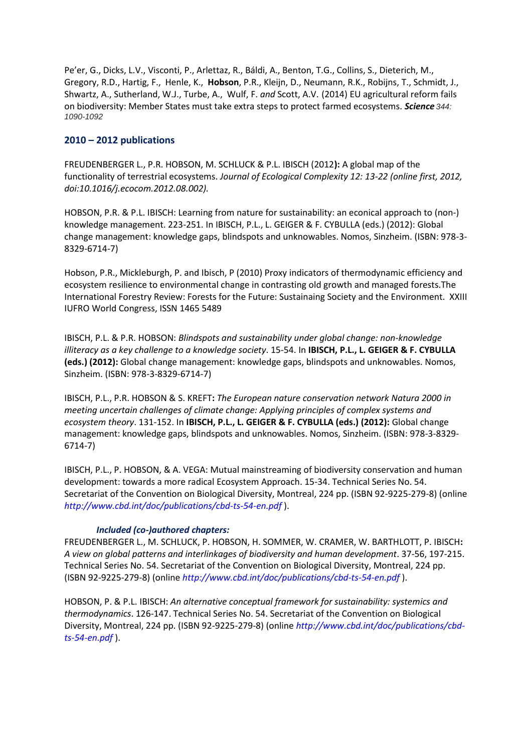Pe'er, G., Dicks, L.V., Visconti, P., Arlettaz, R., Báldi, A., Benton, T.G., Collins, S., Dieterich, M., Gregory, R.D., Hartig, F., Henle, K., **Hobson**, P.R., Kleijn, D., Neumann, R.K., Robijns, T., Schmidt, J., Shwartz, A., Sutherland, W.J., Turbe, A., Wulf, F. *and* Scott, A.V. (2014) EU agricultural reform fails on biodiversity: Member States must take extra steps to protect farmed ecosystems. ***Science*** *344: 1090-1092*

## 2010 – 2012 publications

FREUDENBERGER L., P.R. HOBSON, M. SCHLUCK & P.L. IBISCH (2012**):** A global map of the functionality of terrestrial ecosystems. *Journal of Ecological Complexity 12: 13-22 (online first, 2012, doi:10.1016/j.ecocom.2012.08.002).*

HOBSON, P.R. & P.L. IBISCH: Learning from nature for sustainability: an econical approach to (non-) knowledge management. 223-251. In IBISCH, P.L., L. GEIGER & F. CYBULLA (eds.) (2012): Global change management: knowledge gaps, blindspots and unknowables. Nomos, Sinzheim. (ISBN: 978-3-8329-6714-7)

Hobson, P.R., Mickleburgh, P. and Ibisch, P (2010) Proxy indicators of thermodynamic efficiency and ecosystem resilience to environmental change in contrasting old growth and managed forests.The International Forestry Review: Forests for the Future: Sustainaing Society and the Environment. XXIII IUFRO World Congress, ISSN 1465 5489

IBISCH, P.L. & P.R. HOBSON: *Blindspots and sustainability under global change: non-knowledge illiteracy as a key challenge to a knowledge society*. 15-54. In **IBISCH, P.L., L. GEIGER & F. CYBULLA (eds.) (2012):** Global change management: knowledge gaps, blindspots and unknowables. Nomos, Sinzheim. (ISBN: 978-3-8329-6714-7)

IBISCH, P.L., P.R. HOBSON & S. KREFT**:** *The European nature conservation network Natura 2000 in meeting uncertain challenges of climate change: Applying principles of complex systems and ecosystem theory*. 131-152. In **IBISCH, P.L., L. GEIGER & F. CYBULLA (eds.) (2012):** Global change management: knowledge gaps, blindspots and unknowables. Nomos, Sinzheim. (ISBN: 978-3-8329-6714-7)

IBISCH, P.L., P. HOBSON, & A. VEGA: Mutual mainstreaming of biodiversity conservation and human development: towards a more radical Ecosystem Approach. 15-34. Technical Series No. 54. Secretariat of the Convention on Biological Diversity, Montreal, 224 pp. (ISBN 92-9225-279-8) (online *http://www.cbd.int/doc/publications/cbd-ts-54-en.pdf* ).

***Included (co-)authored chapters:***

FREUDENBERGER L., M. SCHLUCK, P. HOBSON, H. SOMMER, W. CRAMER, W. BARTHLOTT, P. IBISCH**:** *A view on global patterns and interlinkages of biodiversity and human development*. 37-56, 197-215. Technical Series No. 54. Secretariat of the Convention on Biological Diversity, Montreal, 224 pp. (ISBN 92-9225-279-8) (online *http://www.cbd.int/doc/publications/cbd-ts-54-en.pdf* ).

HOBSON, P. & P.L. IBISCH: *An alternative conceptual framework for sustainability: systemics and thermodynamics*. 126-147. Technical Series No. 54. Secretariat of the Convention on Biological Diversity, Montreal, 224 pp. (ISBN 92-9225-279-8) (online *http://www.cbd.int/doc/publications/cbd-ts-54-en.pdf* ).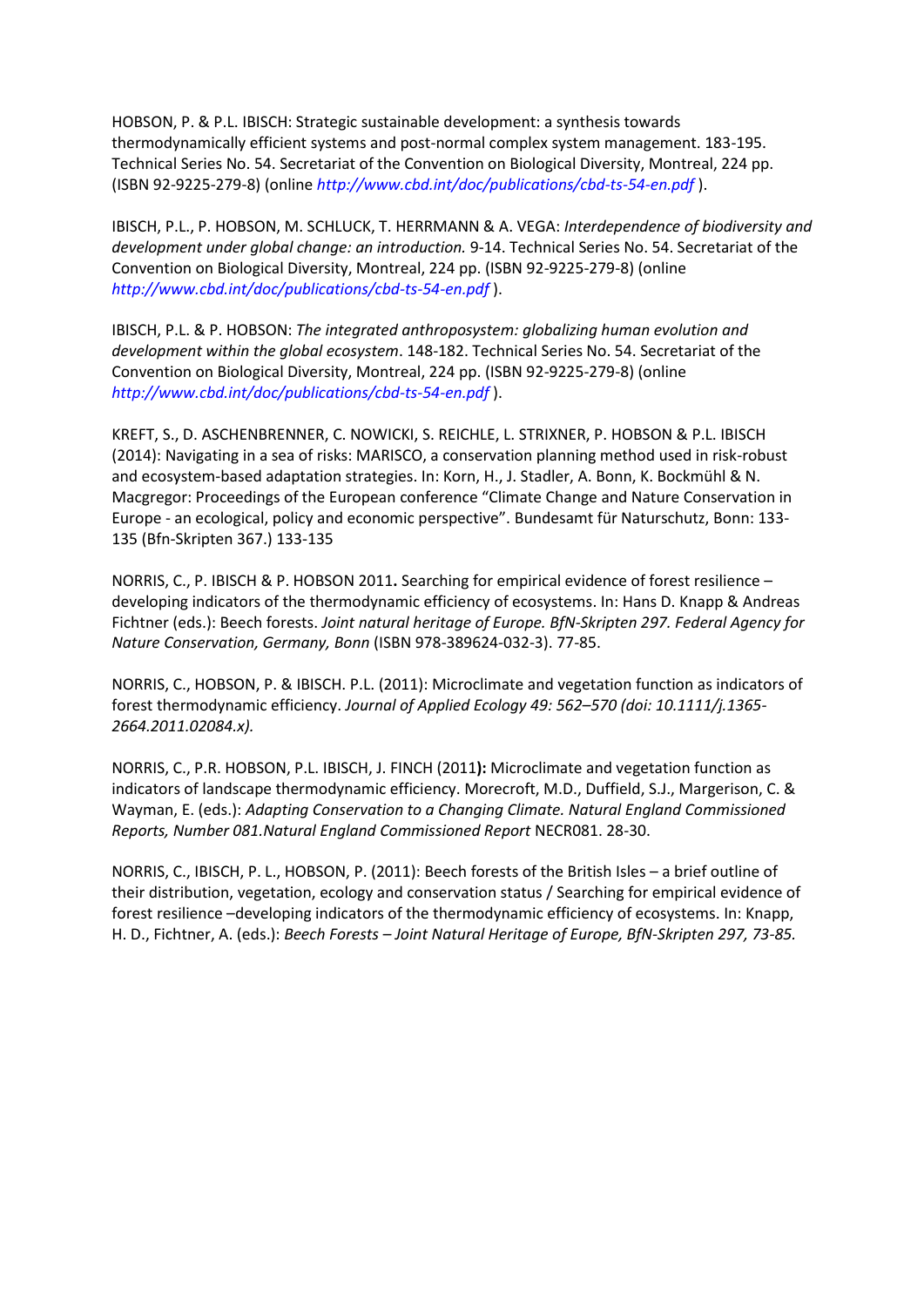HOBSON, P. & P.L. IBISCH: Strategic sustainable development: a synthesis towards thermodynamically efficient systems and post-normal complex system management. 183-195. Technical Series No. 54. Secretariat of the Convention on Biological Diversity, Montreal, 224 pp. (ISBN 92-9225-279-8) (online *http://www.cbd.int/doc/publications/cbd-ts-54-en.pdf* ).

IBISCH, P.L., P. HOBSON, M. SCHLUCK, T. HERRMANN & A. VEGA: *Interdependence of biodiversity and development under global change: an introduction.* 9-14. Technical Series No. 54. Secretariat of the Convention on Biological Diversity, Montreal, 224 pp. (ISBN 92-9225-279-8) (online *http://www.cbd.int/doc/publications/cbd-ts-54-en.pdf* ).

IBISCH, P.L. & P. HOBSON: *The integrated anthroposystem: globalizing human evolution and development within the global ecosystem*. 148-182. Technical Series No. 54. Secretariat of the Convention on Biological Diversity, Montreal, 224 pp. (ISBN 92-9225-279-8) (online *http://www.cbd.int/doc/publications/cbd-ts-54-en.pdf* ).

KREFT, S., D. ASCHENBRENNER, C. NOWICKI, S. REICHLE, L. STRIXNER, P. HOBSON & P.L. IBISCH (2014): Navigating in a sea of risks: MARISCO, a conservation planning method used in risk-robust and ecosystem-based adaptation strategies. In: Korn, H., J. Stadler, A. Bonn, K. Bockmühl & N. Macgregor: Proceedings of the European conference "Climate Change and Nature Conservation in Europe - an ecological, policy and economic perspective". Bundesamt für Naturschutz, Bonn: 133-135 (Bfn-Skripten 367.) 133-135

NORRIS, C., P. IBISCH & P. HOBSON 2011**.** Searching for empirical evidence of forest resilience – developing indicators of the thermodynamic efficiency of ecosystems. In: Hans D. Knapp & Andreas Fichtner (eds.): Beech forests. *Joint natural heritage of Europe. BfN-Skripten 297. Federal Agency for Nature Conservation, Germany, Bonn* (ISBN 978-389624-032-3). 77-85.

NORRIS, C., HOBSON, P. & IBISCH. P.L. (2011): Microclimate and vegetation function as indicators of forest thermodynamic efficiency. *Journal of Applied Ecology 49: 562–570 (doi: 10.1111/j.1365-2664.2011.02084.x).*

NORRIS, C., P.R. HOBSON, P.L. IBISCH, J. FINCH (2011**):** Microclimate and vegetation function as indicators of landscape thermodynamic efficiency. Morecroft, M.D., Duffield, S.J., Margerison, C. & Wayman, E. (eds.): *Adapting Conservation to a Changing Climate. Natural England Commissioned Reports, Number 081.Natural England Commissioned Report* NECR081. 28-30.

NORRIS, C., IBISCH, P. L., HOBSON, P. (2011): Beech forests of the British Isles – a brief outline of their distribution, vegetation, ecology and conservation status / Searching for empirical evidence of forest resilience –developing indicators of the thermodynamic efficiency of ecosystems. In: Knapp, H. D., Fichtner, A. (eds.): *Beech Forests – Joint Natural Heritage of Europe, BfN-Skripten 297, 73-85.*